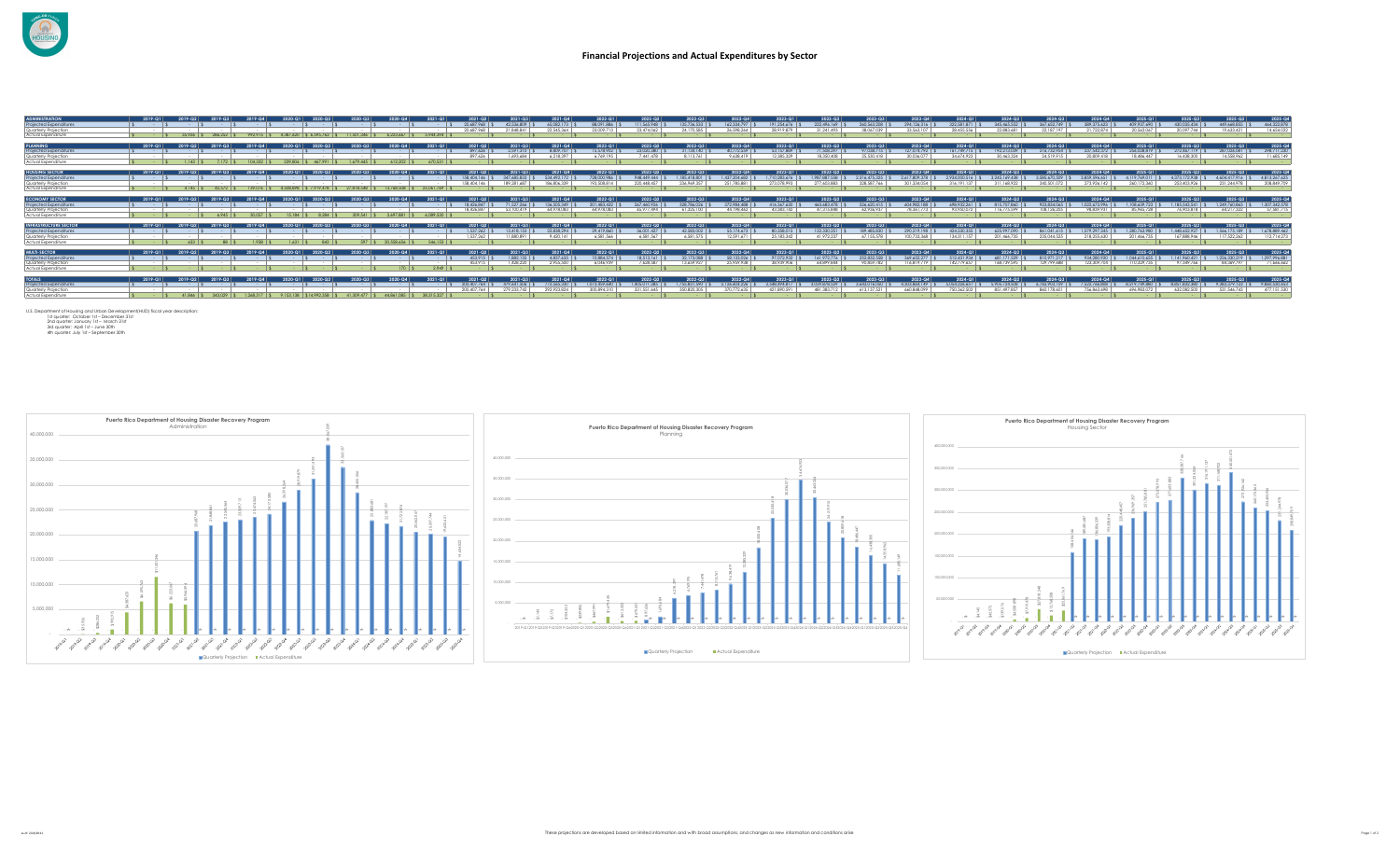# Financial Projections and Actual Expenditures by Sector

| ADMINISTRATION | 2019-Q1 | 2019-Q2 | 2019-Q3 | 2019-Q4 | 2020-Q1 | 2020-Q2 | 2020-Q3 | 2020-Q4 | 2021-Q1 | 2021-Q2 | 2021-Q3 | 2021-Q4 | 2022-Q1 | 2022-Q2 | 2022-Q3 | 2022-Q4 | 2023-Q1 | 2023-Q2 | 2023-Q3 | 2023-Q4 | 2024-Q1 | 2024-Q2 | 2024-Q3 | 2024-Q4 | 2025-Q1 | 2025-Q2 | 2025-Q3 | 2025-Q4 |
|---|---|---|---|---|---|---|---|---|---|---|---|---|---|---|---|---|---|---|---|---|---|---|---|---|---|---|---|---|
| Projected Expenditures | | | | | | | | | | | | | | | | | | | | | | | | | | | | |
| Quarterly Projection | | | | | | | | | | | | | | | | | | | | | | | | | | | | |
| Actual Expenditure | | | | | | | | | | | | | | | | | | | | | | | | | | | | |

| PLANNING | 2019-Q1 | 2019-Q2 | 2019-Q3 | 2019-Q4 | 2020-Q1 | 2020-Q2 | 2020-Q3 | 2020-Q4 | 2021-Q1 | 2021-Q2 | 2021-Q3 | 2021-Q4 | 2022-Q1 | 2022-Q2 | 2022-Q3 | 2022-Q4 | 2023-Q1 | 2023-Q2 | 2023-Q3 | 2023-Q4 | 2024-Q1 | 2024-Q2 | 2024-Q3 | 2024-Q4 | 2025-Q1 | 2025-Q2 | 2025-Q3 | 2025-Q4 |
|---|---|---|---|---|---|---|---|---|---|---|---|---|---|---|---|---|---|---|---|---|---|---|---|---|---|---|---|---|
| Projected Expenditures | | | | | | | | | | | | | | | | | | | | | | | | | | | | |
| Quarterly Projection | | | | | | | | | | | | | | | | | | | | | | | | | | | | |
| Actual Expenditure | | | | | | | | | | | | | | | | | | | | | | | | | | | | |

| HOUSING SECTOR | 2019-Q1 | 2019-Q2 | 2019-Q3 | 2019-Q4 | 2020-Q1 | 2020-Q2 | 2020-Q3 | 2020-Q4 | 2021-Q1 | 2021-Q2 | 2021-Q3 | 2021-Q4 | 2022-Q1 | 2022-Q2 | 2022-Q3 | 2022-Q4 | 2023-Q1 | 2023-Q2 | 2023-Q3 | 2023-Q4 | 2024-Q1 | 2024-Q2 | 2024-Q3 | 2024-Q4 | 2025-Q1 | 2025-Q2 | 2025-Q3 | 2025-Q4 |
|---|---|---|---|---|---|---|---|---|---|---|---|---|---|---|---|---|---|---|---|---|---|---|---|---|---|---|---|---|
| Projected Expenditures | | | | | | | | | | | | | | | | | | | | | | | | | | | | |
| Quarterly Projection | | | | | | | | | | | | | | | | | | | | | | | | | | | | |
| Actual Expenditure | | | | | | | | | | | | | | | | | | | | | | | | | | | | |

| ECONOMY SECTOR | 2019-Q1 | 2019-Q2 | 2019-Q3 | 2019-Q4 | 2020-Q1 | 2020-Q2 | 2020-Q3 | 2020-Q4 | 2021-Q1 | 2021-Q2 | 2021-Q3 | 2021-Q4 | 2022-Q1 | 2022-Q2 | 2022-Q3 | 2022-Q4 | 2023-Q1 | 2023-Q2 | 2023-Q3 | 2023-Q4 | 2024-Q1 | 2024-Q2 | 2024-Q3 | 2024-Q4 | 2025-Q1 | 2025-Q2 | 2025-Q3 | 2025-Q4 |
|---|---|---|---|---|---|---|---|---|---|---|---|---|---|---|---|---|---|---|---|---|---|---|---|---|---|---|---|---|
| Projected Expenditures | | | | | | | | | | | | | | | | | | | | | | | | | | | | |
| Quarterly Projection | | | | | | | | | | | | | | | | | | | | | | | | | | | | |
| Actual Expenditure | | | | | | | | | | | | | | | | | | | | | | | | | | | | |

| INFRASTRUCTURE SECTOR | 2019-Q1 | 2019-Q2 | 2019-Q3 | 2019-Q4 | 2020-Q1 | 2020-Q2 | 2020-Q3 | 2020-Q4 | 2021-Q1 | 2021-Q2 | 2021-Q3 | 2021-Q4 | 2022-Q1 | 2022-Q2 | 2022-Q3 | 2022-Q4 | 2023-Q1 | 2023-Q2 | 2023-Q3 | 2023-Q4 | 2024-Q1 | 2024-Q2 | 2024-Q3 | 2024-Q4 | 2025-Q1 | 2025-Q2 | 2025-Q3 | 2025-Q4 |
|---|---|---|---|---|---|---|---|---|---|---|---|---|---|---|---|---|---|---|---|---|---|---|---|---|---|---|---|---|
| Projected Expenditures | | | | | | | | | | | | | | | | | | | | | | | | | | | | |
| Quarterly Projection | | | | | | | | | | | | | | | | | | | | | | | | | | | | |
| Actual Expenditure | | | | | | | | | | | | | | | | | | | | | | | | | | | | |

| MULTI-SECTOR | 2019-Q1 | 2019-Q2 | 2019-Q3 | 2019-Q4 | 2020-Q1 | 2020-Q2 | 2020-Q3 | 2020-Q4 | 2021-Q1 | 2021-Q2 | 2021-Q3 | 2021-Q4 | 2022-Q1 | 2022-Q2 | 2022-Q3 | 2022-Q4 | 2023-Q1 | 2023-Q2 | 2023-Q3 | 2023-Q4 | 2024-Q1 | 2024-Q2 | 2024-Q3 | 2024-Q4 | 2025-Q1 | 2025-Q2 | 2025-Q3 | 2025-Q4 |
|---|---|---|---|---|---|---|---|---|---|---|---|---|---|---|---|---|---|---|---|---|---|---|---|---|---|---|---|---|
| Projected Expenditures | | | | | | | | | | | | | | | | | | | | | | | | | | | | |
| Quarterly Projection | | | | | | | | | | | | | | | | | | | | | | | | | | | | |
| Actual Expenditure | | | | | | | | | | | | | | | | | | | | | | | | | | | | |

| TOTALS | 2019-Q1 | 2019-Q2 | 2019-Q3 | 2019-Q4 | 2020-Q1 | 2020-Q2 | 2020-Q3 | 2020-Q4 | 2021-Q1 | 2021-Q2 | 2021-Q3 | 2021-Q4 | 2022-Q1 | 2022-Q2 | 2022-Q3 | 2022-Q4 | 2023-Q1 | 2023-Q2 | 2023-Q3 | 2023-Q4 | 2024-Q1 | 2024-Q2 | 2024-Q3 | 2024-Q4 | 2025-Q1 | 2025-Q2 | 2025-Q3 | 2025-Q4 |
|---|---|---|---|---|---|---|---|---|---|---|---|---|---|---|---|---|---|---|---|---|---|---|---|---|---|---|---|---|
| Projected Expenditures | | | | | | | | | | | | | | | | | | | | | | | | | | | | |
| Quarterly Projection | | | | | | | | | | | | | | | | | | | | | | | | | | | | |
| Actual Expenditure | | | | | | | | | | | | | | | | | | | | | | | | | | | | |

U.S. Department of Housing and Urban Development(HUD) fiscal year description:
- 1st quarter: October 1st – December 31st
- 2nd quarter: January 1st – March 31st
- 3rd quarter: April 1st – June 30th
- 4th quarter: July 1st – September 30th

**Puerto Rico Department of Housing Disaster Recovery Program**
Administration

Quarterly Projection | Actual Expenditure

**Puerto Rico Department of Housing Disaster Recovery Program**
Planning

Quarterly Projection | Actual Expenditure

**Puerto Rico Department of Housing Disaster Recovery Program**
Housing Sector

Quarterly Projection | Actual Expenditure

These projections are developed based on limited information and with broad assumptions; changes as new information and conditions arise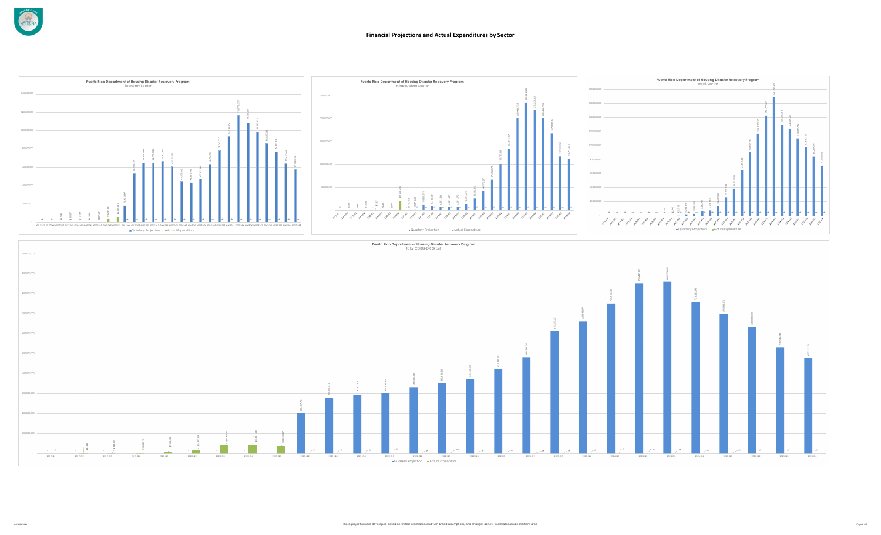# Financial Projections and Actual Expenditures by Sector

Puerto Rico Department of Housing Disaster Recovery Program
Economy Sector

Quarterly Projection
Actual Expenditure

Puerto Rico Department of Housing Disaster Recovery Program
Infrastructure Sector

Quarterly Projection
Actual Expenditure

Puerto Rico Department of Housing Disaster Recovery Program
Multi-Sector

Quarterly Projection
Actual Expenditure

Puerto Rico Department of Housing Disaster Recovery Program
Total CDBG-DR Grant

2019-Q1, 2019-Q2, 2019-Q3, 2019-Q4, 2020-Q1, 2020-Q2, 2020-Q3, 2020-Q4, 2021-Q1, 2021-Q2, 2021-Q3, 2021-Q4, 2022-Q1, 2022-Q2, 2022-Q3, 2022-Q4, 2023-Q1, 2023-Q2, 2023-Q3, 2023-Q4, 2024-Q1, 2024-Q2, 2024-Q3, 2024-Q4, 2025-Q1, 2025-Q2, 2025-Q3, 2025-Q4

Quarterly Projection
Actual Expenditure

These projections are developed based on limited information and with broad assumptions, and changes as new information and conditions arise